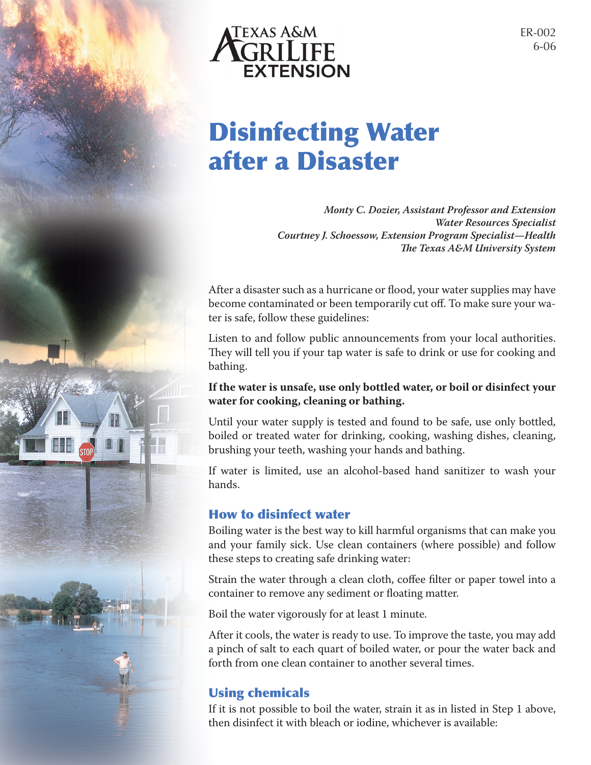Texas A&M AgriLife Extension

ER-002
6-06

# Disinfecting Water after a Disaster

*Monty C. Dozier, Assistant Professor and Extension Water Resources Specialist*
*Courtney J. Schoessow, Extension Program Specialist—Health*
*The Texas A&M University System*

After a disaster such as a hurricane or flood, your water supplies may have become contaminated or been temporarily cut off. To make sure your water is safe, follow these guidelines:

Listen to and follow public announcements from your local authorities. They will tell you if your tap water is safe to drink or use for cooking and bathing.

**If the water is unsafe, use only bottled water, or boil or disinfect your water for cooking, cleaning or bathing.**

Until your water supply is tested and found to be safe, use only bottled, boiled or treated water for drinking, cooking, washing dishes, cleaning, brushing your teeth, washing your hands and bathing.

If water is limited, use an alcohol-based hand sanitizer to wash your hands.

## How to disinfect water

Boiling water is the best way to kill harmful organisms that can make you and your family sick. Use clean containers (where possible) and follow these steps to creating safe drinking water:

Strain the water through a clean cloth, coffee filter or paper towel into a container to remove any sediment or floating matter.

Boil the water vigorously for at least 1 minute.

After it cools, the water is ready to use. To improve the taste, you may add a pinch of salt to each quart of boiled water, or pour the water back and forth from one clean container to another several times.

## Using chemicals

If it is not possible to boil the water, strain it as in listed in Step 1 above, then disinfect it with bleach or iodine, whichever is available: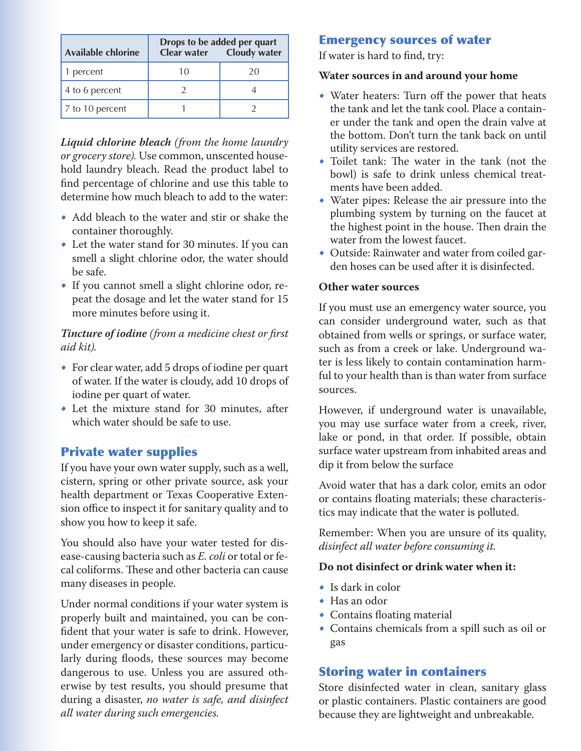| Available chlorine | Drops to be added per quart | |
|---|---|---|
| | Clear water | Cloudy water |
| 1 percent | 10 | 20 |
| 4 to 6 percent | 2 | 4 |
| 7 to 10 percent | 1 | 2 |

***Liquid chlorine bleach*** *(from the home laundry or grocery store).* Use common, unscented household laundry bleach. Read the product label to find percentage of chlorine and use this table to determine how much bleach to add to the water:

- Add bleach to the water and stir or shake the container thoroughly.
- Let the water stand for 30 minutes. If you can smell a slight chlorine odor, the water should be safe.
- If you cannot smell a slight chlorine odor, repeat the dosage and let the water stand for 15 more minutes before using it.

***Tincture of iodine*** *(from a medicine chest or first aid kit).*

- For clear water, add 5 drops of iodine per quart of water. If the water is cloudy, add 10 drops of iodine per quart of water.
- Let the mixture stand for 30 minutes, after which water should be safe to use.

## Private water supplies

If you have your own water supply, such as a well, cistern, spring or other private source, ask your health department or Texas Cooperative Extension office to inspect it for sanitary quality and to show you how to keep it safe.

You should also have your water tested for disease-causing bacteria such as *E. coli* or total or fecal coliforms. These and other bacteria can cause many diseases in people.

Under normal conditions if your water system is properly built and maintained, you can be confident that your water is safe to drink. However, under emergency or disaster conditions, particularly during floods, these sources may become dangerous to use. Unless you are assured otherwise by test results, you should presume that during a disaster, *no water is safe, and disinfect all water during such emergencies.*

## Emergency sources of water

If water is hard to find, try:

**Water sources in and around your home**

- Water heaters: Turn off the power that heats the tank and let the tank cool. Place a container under the tank and open the drain valve at the bottom. Don't turn the tank back on until utility services are restored.
- Toilet tank: The water in the tank (not the bowl) is safe to drink unless chemical treatments have been added.
- Water pipes: Release the air pressure into the plumbing system by turning on the faucet at the highest point in the house. Then drain the water from the lowest faucet.
- Outside: Rainwater and water from coiled garden hoses can be used after it is disinfected.

**Other water sources**

If you must use an emergency water source, you can consider underground water, such as that obtained from wells or springs, or surface water, such as from a creek or lake. Underground water is less likely to contain contamination harmful to your health than is than water from surface sources.

However, if underground water is unavailable, you may use surface water from a creek, river, lake or pond, in that order. If possible, obtain surface water upstream from inhabited areas and dip it from below the surface

Avoid water that has a dark color, emits an odor or contains floating materials; these characteristics may indicate that the water is polluted.

Remember: When you are unsure of its quality, *disinfect all water before consuming it.*

**Do not disinfect or drink water when it:**

- Is dark in color
- Has an odor
- Contains floating material
- Contains chemicals from a spill such as oil or gas

## Storing water in containers

Store disinfected water in clean, sanitary glass or plastic containers. Plastic containers are good because they are lightweight and unbreakable.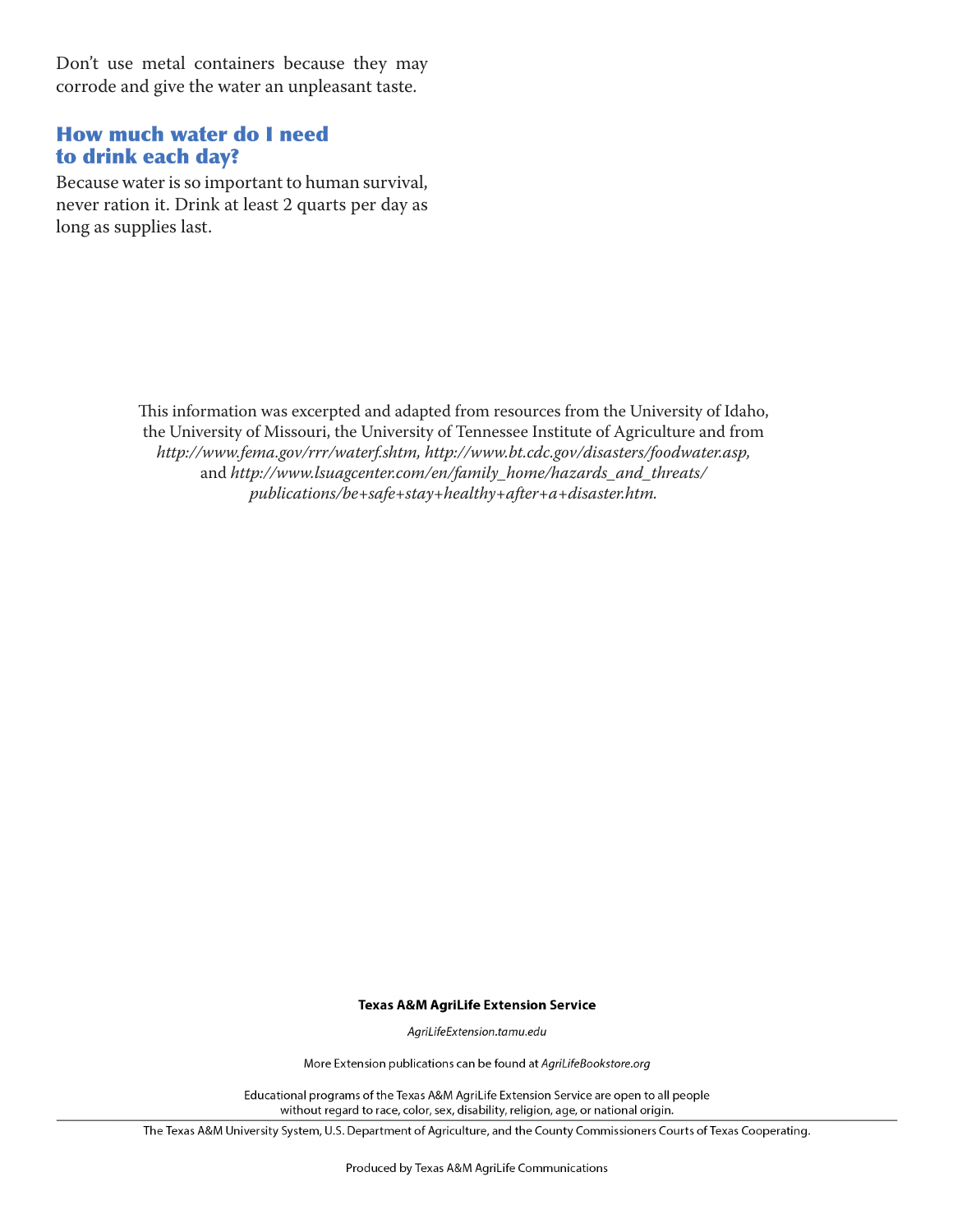Don't use metal containers because they may corrode and give the water an unpleasant taste.

## How much water do I need to drink each day?

Because water is so important to human survival, never ration it. Drink at least 2 quarts per day as long as supplies last.

This information was excerpted and adapted from resources from the University of Idaho, the University of Missouri, the University of Tennessee Institute of Agriculture and from *http://www.fema.gov/rrr/waterf.shtm, http://www.bt.cdc.gov/disasters/foodwater.asp,* and *http://www.lsuagcenter.com/en/family_home/hazards_and_threats/publications/be+safe+stay+healthy+after+a+disaster.htm.*

**Texas A&M AgriLife Extension Service**

*AgriLifeExtension.tamu.edu*

More Extension publications can be found at *AgriLifeBookstore.org*

Educational programs of the Texas A&M AgriLife Extension Service are open to all people without regard to race, color, sex, disability, religion, age, or national origin.

The Texas A&M University System, U.S. Department of Agriculture, and the County Commissioners Courts of Texas Cooperating.

Produced by Texas A&M AgriLife Communications